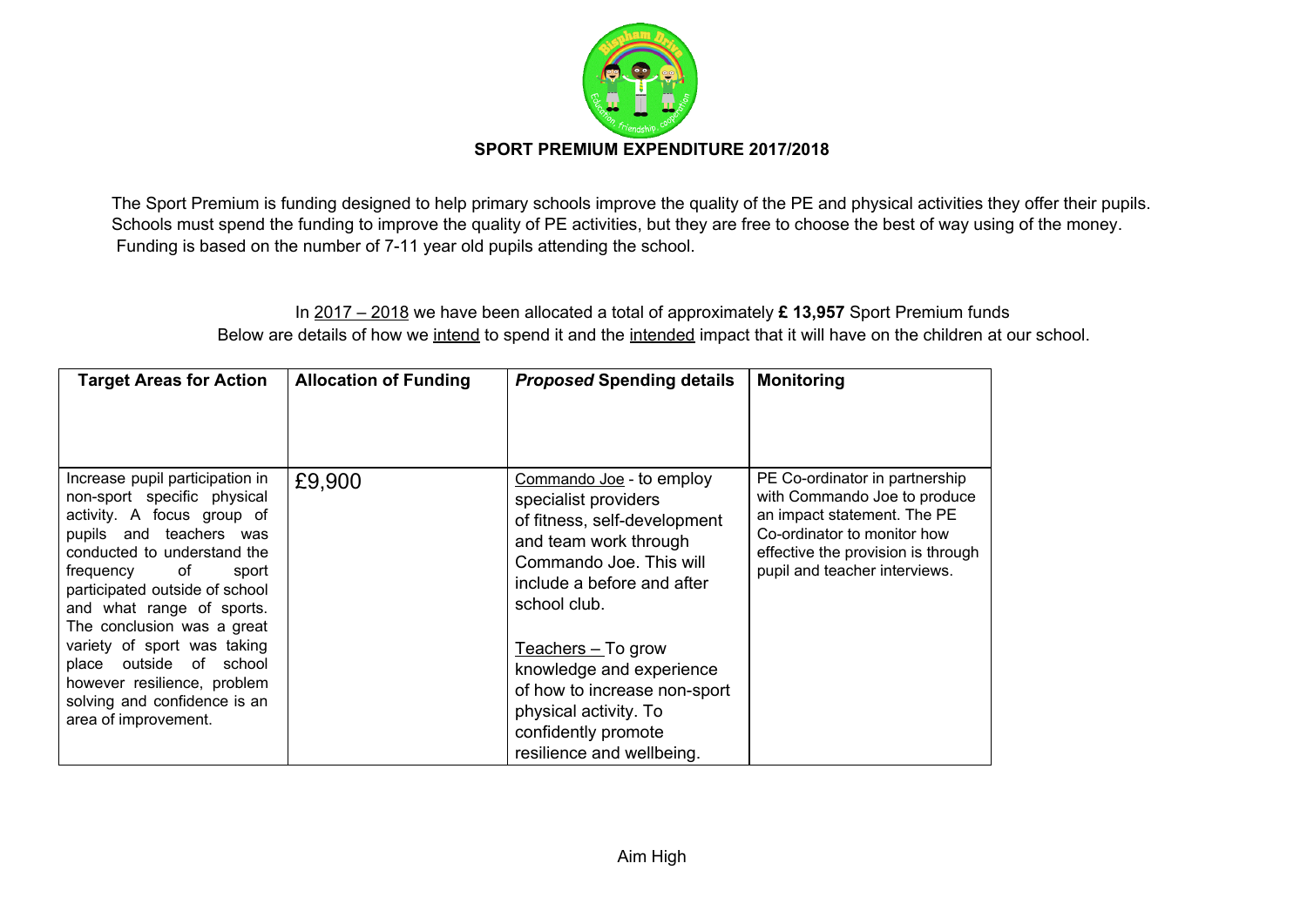# SPORT PREMIUM EXPENDITURE 2017/2018

The Sport Premium is funding designed to help primary schools improve the quality of the PE and physical activities they offer their pupils. Schools must spend the funding to improve the quality of PE activities, but they are free to choose the best of way using of the money. Funding is based on the number of 7-11 year old pupils attending the school.

In 2017 – 2018 we have been allocated a total of approximately **£ 13,957** Sport Premium funds
Below are details of how we intend to spend it and the intended impact that it will have on the children at our school.

| Target Areas for Action | Allocation of Funding | *Proposed* Spending details | Monitoring |
|---|---|---|---|
| Increase pupil participation in non-sport specific physical activity. A focus group of pupils and teachers was conducted to understand the frequency of sport participated outside of school and what range of sports. The conclusion was a great variety of sport was taking place outside of school however resilience, problem solving and confidence is an area of improvement. | £9,900 | Commando Joe - to employ specialist providers of fitness, self-development and team work through Commando Joe. This will include a before and after school club.<br><br>Teachers – To grow knowledge and experience of how to increase non-sport physical activity. To confidently promote resilience and wellbeing. | PE Co-ordinator in partnership with Commando Joe to produce an impact statement. The PE Co-ordinator to monitor how effective the provision is through pupil and teacher interviews. |

Aim High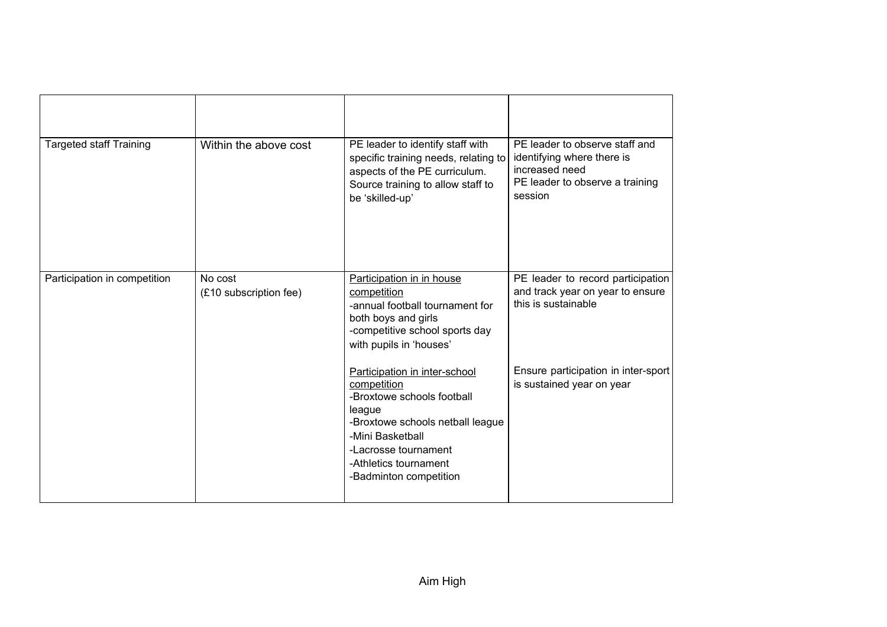| | | | |
|---|---|---|---|
| Targeted staff Training | Within the above cost | PE leader to identify staff with specific training needs, relating to aspects of the PE curriculum. Source training to allow staff to be 'skilled-up' | PE leader to observe staff and identifying where there is increased need<br>PE leader to observe a training session |
| Participation in competition | No cost<br>(£10 subscription fee) | <u>Participation in in house competition</u><br>-annual football tournament for both boys and girls<br>-competitive school sports day with pupils in 'houses'<br><br><u>Participation in inter-school competition</u><br>-Broxtowe schools football league<br>-Broxtowe schools netball league<br>-Mini Basketball<br>-Lacrosse tournament<br>-Athletics tournament<br>-Badminton competition | PE leader to record participation and track year on year to ensure this is sustainable<br><br>Ensure participation in inter-sport is sustained year on year |

Aim High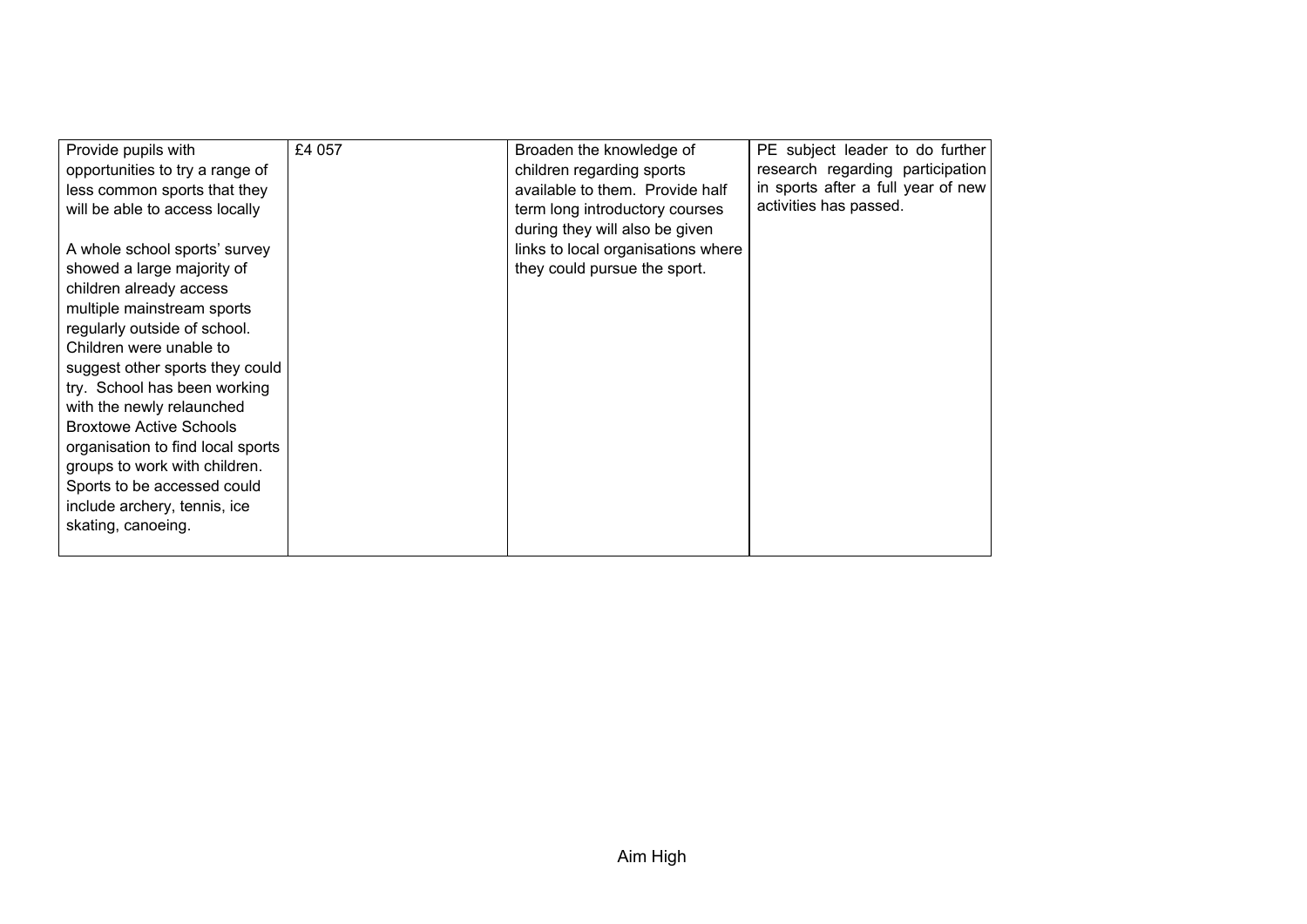| | | | |
|---|---|---|---|
| Provide pupils with opportunities to try a range of less common sports that they will be able to access locally<br><br>A whole school sports' survey showed a large majority of children already access multiple mainstream sports regularly outside of school. Children were unable to suggest other sports they could try. School has been working with the newly relaunched Broxtowe Active Schools organisation to find local sports groups to work with children. Sports to be accessed could include archery, tennis, ice skating, canoeing. | £4 057 | Broaden the knowledge of children regarding sports available to them. Provide half term long introductory courses during they will also be given links to local organisations where they could pursue the sport. | PE subject leader to do further research regarding participation in sports after a full year of new activities has passed. |

Aim High